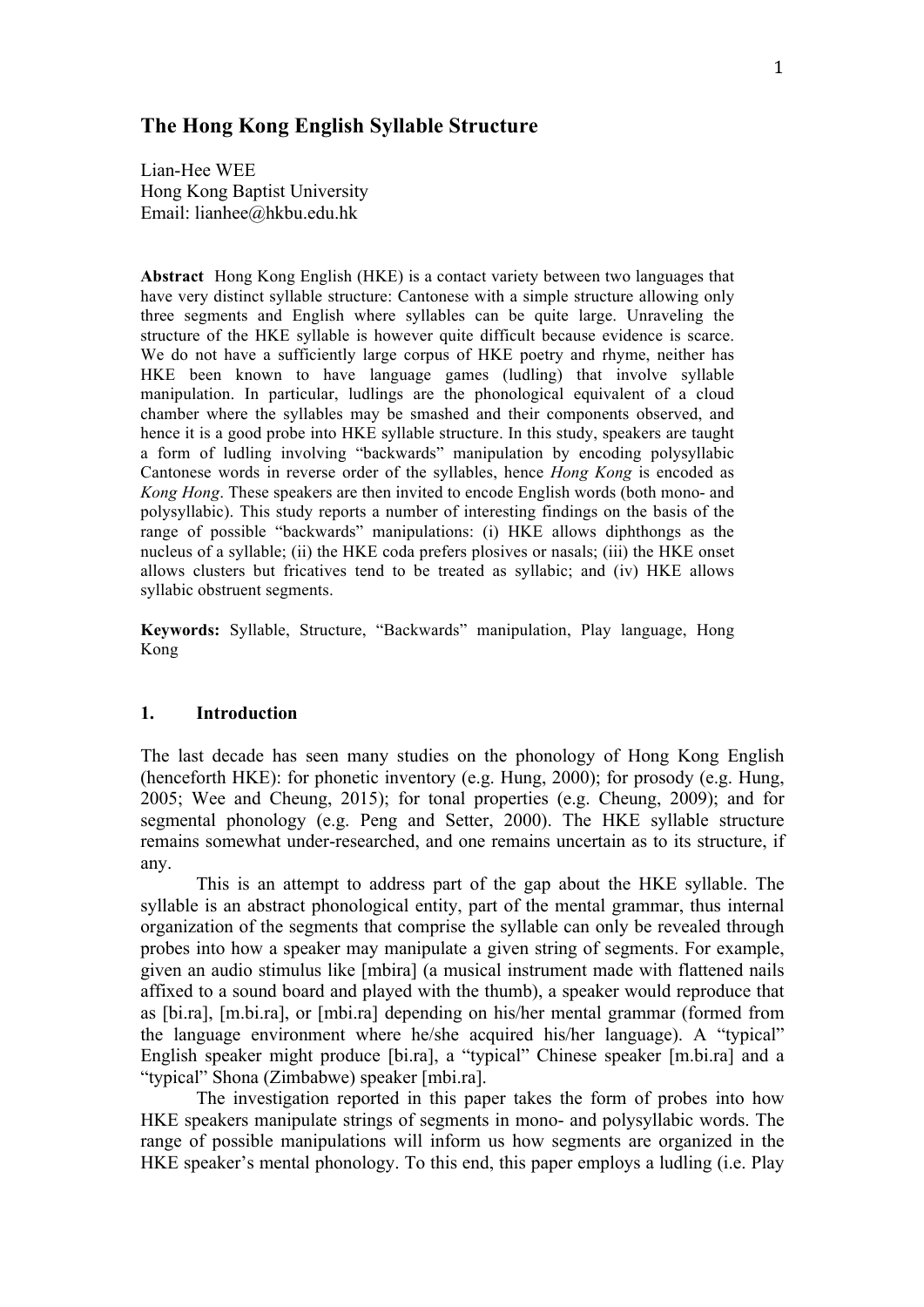# The Hong Kong English Syllable Structure

Lian-Hee WEE
Hong Kong Baptist University
Email: lianhee@hkbu.edu.hk

**Abstract** Hong Kong English (HKE) is a contact variety between two languages that have very distinct syllable structure: Cantonese with a simple structure allowing only three segments and English where syllables can be quite large. Unraveling the structure of the HKE syllable is however quite difficult because evidence is scarce. We do not have a sufficiently large corpus of HKE poetry and rhyme, neither has HKE been known to have language games (ludling) that involve syllable manipulation. In particular, ludlings are the phonological equivalent of a cloud chamber where the syllables may be smashed and their components observed, and hence it is a good probe into HKE syllable structure. In this study, speakers are taught a form of ludling involving "backwards" manipulation by encoding polysyllabic Cantonese words in reverse order of the syllables, hence *Hong Kong* is encoded as *Kong Hong*. These speakers are then invited to encode English words (both mono- and polysyllabic). This study reports a number of interesting findings on the basis of the range of possible "backwards" manipulations: (i) HKE allows diphthongs as the nucleus of a syllable; (ii) the HKE coda prefers plosives or nasals; (iii) the HKE onset allows clusters but fricatives tend to be treated as syllabic; and (iv) HKE allows syllabic obstruent segments.

**Keywords:** Syllable, Structure, "Backwards" manipulation, Play language, Hong Kong

## 1. Introduction

The last decade has seen many studies on the phonology of Hong Kong English (henceforth HKE): for phonetic inventory (e.g. Hung, 2000); for prosody (e.g. Hung, 2005; Wee and Cheung, 2015); for tonal properties (e.g. Cheung, 2009); and for segmental phonology (e.g. Peng and Setter, 2000). The HKE syllable structure remains somewhat under-researched, and one remains uncertain as to its structure, if any.

This is an attempt to address part of the gap about the HKE syllable. The syllable is an abstract phonological entity, part of the mental grammar, thus internal organization of the segments that comprise the syllable can only be revealed through probes into how a speaker may manipulate a given string of segments. For example, given an audio stimulus like [mbira] (a musical instrument made with flattened nails affixed to a sound board and played with the thumb), a speaker would reproduce that as [bi.ra], [m.bi.ra], or [mbi.ra] depending on his/her mental grammar (formed from the language environment where he/she acquired his/her language). A "typical" English speaker might produce [bi.ra], a "typical" Chinese speaker [m.bi.ra] and a "typical" Shona (Zimbabwe) speaker [mbi.ra].

The investigation reported in this paper takes the form of probes into how HKE speakers manipulate strings of segments in mono- and polysyllabic words. The range of possible manipulations will inform us how segments are organized in the HKE speaker's mental phonology. To this end, this paper employs a ludling (i.e. Play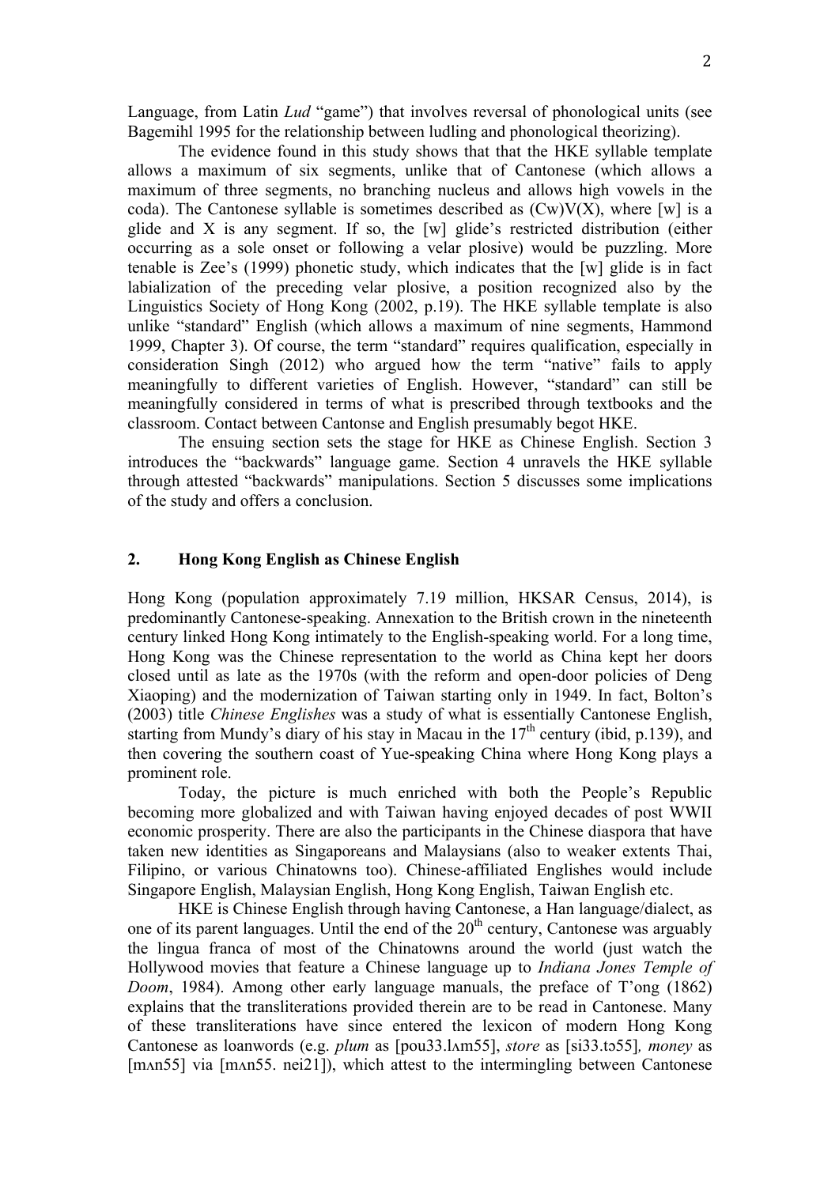Language, from Latin *Lud* "game") that involves reversal of phonological units (see Bagemihl 1995 for the relationship between ludling and phonological theorizing).

The evidence found in this study shows that that the HKE syllable template allows a maximum of six segments, unlike that of Cantonese (which allows a maximum of three segments, no branching nucleus and allows high vowels in the coda). The Cantonese syllable is sometimes described as (Cw)V(X), where [w] is a glide and X is any segment. If so, the [w] glide's restricted distribution (either occurring as a sole onset or following a velar plosive) would be puzzling. More tenable is Zee's (1999) phonetic study, which indicates that the [w] glide is in fact labialization of the preceding velar plosive, a position recognized also by the Linguistics Society of Hong Kong (2002, p.19). The HKE syllable template is also unlike "standard" English (which allows a maximum of nine segments, Hammond 1999, Chapter 3). Of course, the term "standard" requires qualification, especially in consideration Singh (2012) who argued how the term "native" fails to apply meaningfully to different varieties of English. However, "standard" can still be meaningfully considered in terms of what is prescribed through textbooks and the classroom. Contact between Cantonse and English presumably begot HKE.

The ensuing section sets the stage for HKE as Chinese English. Section 3 introduces the "backwards" language game. Section 4 unravels the HKE syllable through attested "backwards" manipulations. Section 5 discusses some implications of the study and offers a conclusion.

## 2. Hong Kong English as Chinese English

Hong Kong (population approximately 7.19 million, HKSAR Census, 2014), is predominantly Cantonese-speaking. Annexation to the British crown in the nineteenth century linked Hong Kong intimately to the English-speaking world. For a long time, Hong Kong was the Chinese representation to the world as China kept her doors closed until as late as the 1970s (with the reform and open-door policies of Deng Xiaoping) and the modernization of Taiwan starting only in 1949. In fact, Bolton's (2003) title *Chinese Englishes* was a study of what is essentially Cantonese English, starting from Mundy's diary of his stay in Macau in the 17th century (ibid, p.139), and then covering the southern coast of Yue-speaking China where Hong Kong plays a prominent role.

Today, the picture is much enriched with both the People's Republic becoming more globalized and with Taiwan having enjoyed decades of post WWII economic prosperity. There are also the participants in the Chinese diaspora that have taken new identities as Singaporeans and Malaysians (also to weaker extents Thai, Filipino, or various Chinatowns too). Chinese-affiliated Englishes would include Singapore English, Malaysian English, Hong Kong English, Taiwan English etc.

HKE is Chinese English through having Cantonese, a Han language/dialect, as one of its parent languages. Until the end of the 20th century, Cantonese was arguably the lingua franca of most of the Chinatowns around the world (just watch the Hollywood movies that feature a Chinese language up to *Indiana Jones Temple of Doom*, 1984). Among other early language manuals, the preface of T'ong (1862) explains that the transliterations provided therein are to be read in Cantonese. Many of these transliterations have since entered the lexicon of modern Hong Kong Cantonese as loanwords (e.g. *plum* as [pou33.lʌm55], *store* as [si33.tɔ55], *money* as [mʌn55] via [mʌn55. nei21]), which attest to the intermingling between Cantonese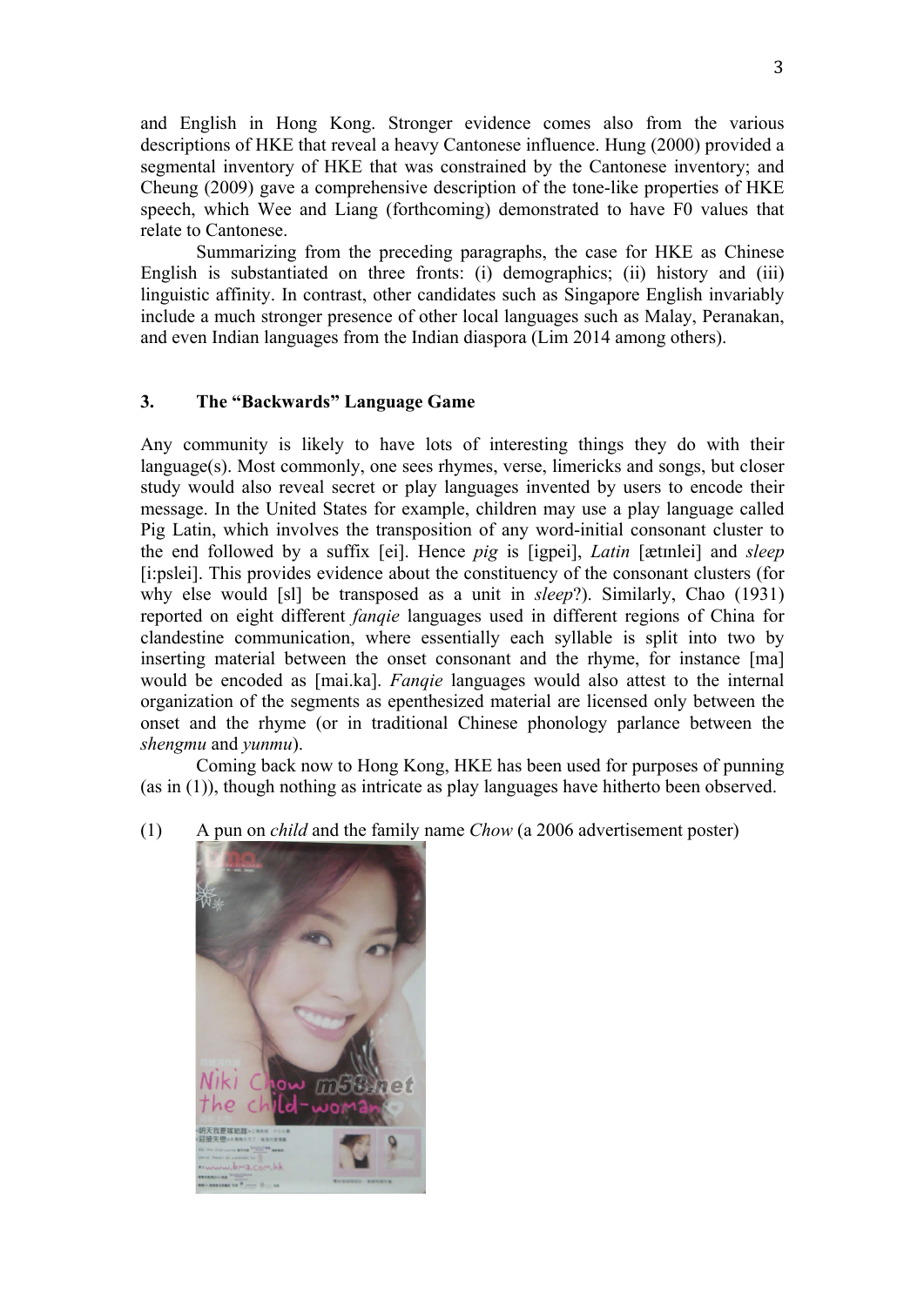and English in Hong Kong. Stronger evidence comes also from the various descriptions of HKE that reveal a heavy Cantonese influence. Hung (2000) provided a segmental inventory of HKE that was constrained by the Cantonese inventory; and Cheung (2009) gave a comprehensive description of the tone-like properties of HKE speech, which Wee and Liang (forthcoming) demonstrated to have F0 values that relate to Cantonese.

Summarizing from the preceding paragraphs, the case for HKE as Chinese English is substantiated on three fronts: (i) demographics; (ii) history and (iii) linguistic affinity. In contrast, other candidates such as Singapore English invariably include a much stronger presence of other local languages such as Malay, Peranakan, and even Indian languages from the Indian diaspora (Lim 2014 among others).

## 3. The "Backwards" Language Game

Any community is likely to have lots of interesting things they do with their language(s). Most commonly, one sees rhymes, verse, limericks and songs, but closer study would also reveal secret or play languages invented by users to encode their message. In the United States for example, children may use a play language called Pig Latin, which involves the transposition of any word-initial consonant cluster to the end followed by a suffix [ei]. Hence *pig* is [igpei], *Latin* [ætɪnlei] and *sleep* [i:pslei]. This provides evidence about the constituency of the consonant clusters (for why else would [sl] be transposed as a unit in *sleep*?). Similarly, Chao (1931) reported on eight different *fanqie* languages used in different regions of China for clandestine communication, where essentially each syllable is split into two by inserting material between the onset consonant and the rhyme, for instance [ma] would be encoded as [mai.ka]. *Fanqie* languages would also attest to the internal organization of the segments as epenthesized material are licensed only between the onset and the rhyme (or in traditional Chinese phonology parlance between the *shengmu* and *yunmu*).

Coming back now to Hong Kong, HKE has been used for purposes of punning (as in (1)), though nothing as intricate as play languages have hitherto been observed.

(1) A pun on *child* and the family name *Chow* (a 2006 advertisement poster)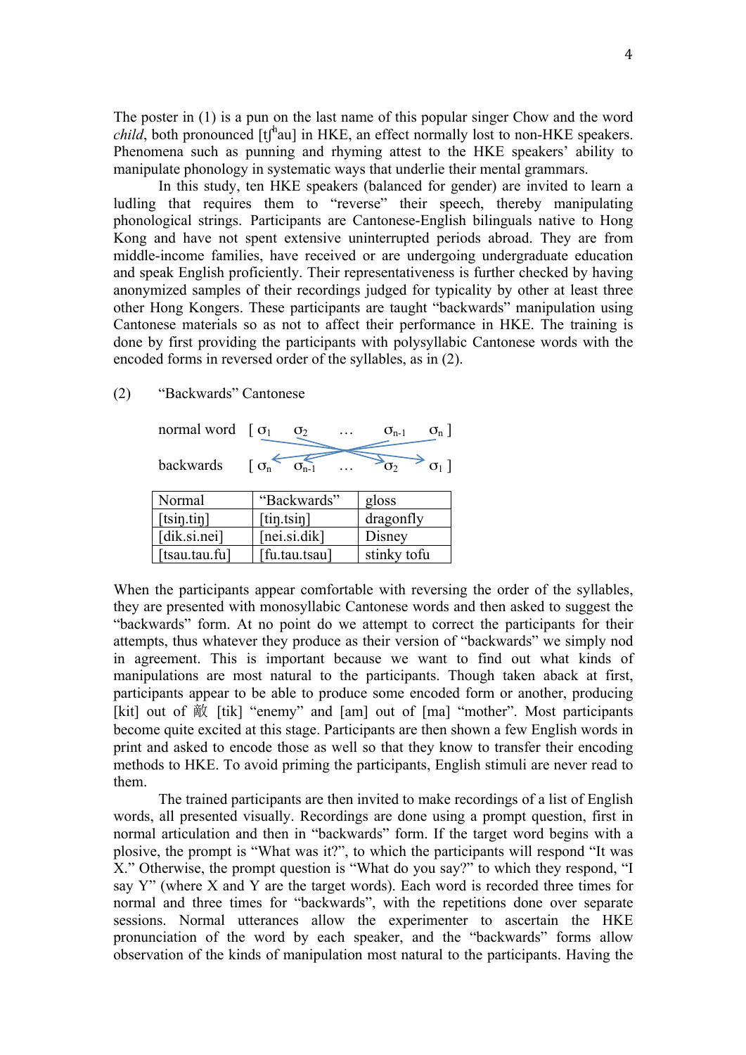The poster in (1) is a pun on the last name of this popular singer Chow and the word *child*, both pronounced [tʃʰau] in HKE, an effect normally lost to non-HKE speakers. Phenomena such as punning and rhyming attest to the HKE speakers' ability to manipulate phonology in systematic ways that underlie their mental grammars.

In this study, ten HKE speakers (balanced for gender) are invited to learn a ludling that requires them to "reverse" their speech, thereby manipulating phonological strings. Participants are Cantonese-English bilinguals native to Hong Kong and have not spent extensive uninterrupted periods abroad. They are from middle-income families, have received or are undergoing undergraduate education and speak English proficiently. Their representativeness is further checked by having anonymized samples of their recordings judged for typicality by other at least three other Hong Kongers. These participants are taught "backwards" manipulation using Cantonese materials so as not to affect their performance in HKE. The training is done by first providing the participants with polysyllabic Cantonese words with the encoded forms in reversed order of the syllables, as in (2).

(2) "Backwards" Cantonese

normal word [ $\sigma_1$ $\sigma_2$ … $\sigma_{n-1}$ $\sigma_n$ ]

backwards [ $\sigma_n$ $\sigma_{n-1}$ … $\sigma_2$ $\sigma_1$ ]

| Normal | "Backwards" | gloss |
|---|---|---|
| [tsiŋ.tiŋ] | [tiŋ.tsiŋ] | dragonfly |
| [dik.si.nei] | [nei.si.dik] | Disney |
| [tsau.tau.fu] | [fu.tau.tsau] | stinky tofu |

When the participants appear comfortable with reversing the order of the syllables, they are presented with monosyllabic Cantonese words and then asked to suggest the "backwards" form. At no point do we attempt to correct the participants for their attempts, thus whatever they produce as their version of "backwards" we simply nod in agreement. This is important because we want to find out what kinds of manipulations are most natural to the participants. Though taken aback at first, participants appear to be able to produce some encoded form or another, producing [kit] out of 敵 [tik] "enemy" and [am] out of [ma] "mother". Most participants become quite excited at this stage. Participants are then shown a few English words in print and asked to encode those as well so that they know to transfer their encoding methods to HKE. To avoid priming the participants, English stimuli are never read to them.

The trained participants are then invited to make recordings of a list of English words, all presented visually. Recordings are done using a prompt question, first in normal articulation and then in "backwards" form. If the target word begins with a plosive, the prompt is "What was it?", to which the participants will respond "It was X." Otherwise, the prompt question is "What do you say?" to which they respond, "I say Y" (where X and Y are the target words). Each word is recorded three times for normal and three times for "backwards", with the repetitions done over separate sessions. Normal utterances allow the experimenter to ascertain the HKE pronunciation of the word by each speaker, and the "backwards" forms allow observation of the kinds of manipulation most natural to the participants. Having the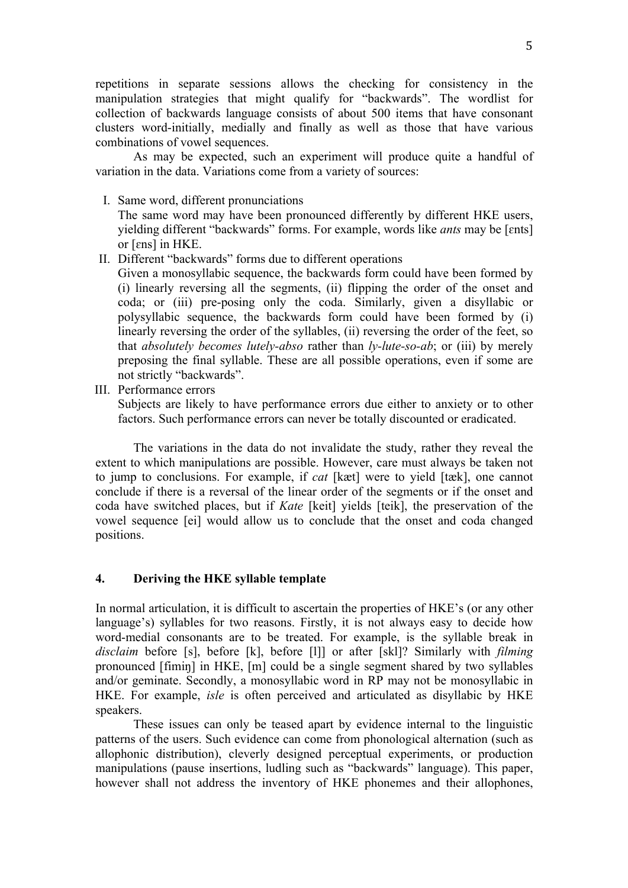repetitions in separate sessions allows the checking for consistency in the manipulation strategies that might qualify for "backwards". The wordlist for collection of backwards language consists of about 500 items that have consonant clusters word-initially, medially and finally as well as those that have various combinations of vowel sequences.

As may be expected, such an experiment will produce quite a handful of variation in the data. Variations come from a variety of sources:

I. Same word, different pronunciations
   The same word may have been pronounced differently by different HKE users, yielding different "backwards" forms. For example, words like *ants* may be [ɛnts] or [ɛns] in HKE.
II. Different "backwards" forms due to different operations
   Given a monosyllabic sequence, the backwards form could have been formed by (i) linearly reversing all the segments, (ii) flipping the order of the onset and coda; or (iii) pre-posing only the coda. Similarly, given a disyllabic or polysyllabic sequence, the backwards form could have been formed by (i) linearly reversing the order of the syllables, (ii) reversing the order of the feet, so that *absolutely becomes lutely-abso* rather than *ly-lute-so-ab*; or (iii) by merely preposing the final syllable. These are all possible operations, even if some are not strictly "backwards".
III. Performance errors
   Subjects are likely to have performance errors due either to anxiety or to other factors. Such performance errors can never be totally discounted or eradicated.

The variations in the data do not invalidate the study, rather they reveal the extent to which manipulations are possible. However, care must always be taken not to jump to conclusions. For example, if *cat* [kæt] were to yield [tæk], one cannot conclude if there is a reversal of the linear order of the segments or if the onset and coda have switched places, but if *Kate* [keit] yields [teik], the preservation of the vowel sequence [ei] would allow us to conclude that the onset and coda changed positions.

## 4. Deriving the HKE syllable template

In normal articulation, it is difficult to ascertain the properties of HKE's (or any other language's) syllables for two reasons. Firstly, it is not always easy to decide how word-medial consonants are to be treated. For example, is the syllable break in *disclaim* before [s], before [k], before [l]] or after [skl]? Similarly with *filming* pronounced [fimiŋ] in HKE, [m] could be a single segment shared by two syllables and/or geminate. Secondly, a monosyllabic word in RP may not be monosyllabic in HKE. For example, *isle* is often perceived and articulated as disyllabic by HKE speakers.

These issues can only be teased apart by evidence internal to the linguistic patterns of the users. Such evidence can come from phonological alternation (such as allophonic distribution), cleverly designed perceptual experiments, or production manipulations (pause insertions, ludling such as "backwards" language). This paper, however shall not address the inventory of HKE phonemes and their allophones,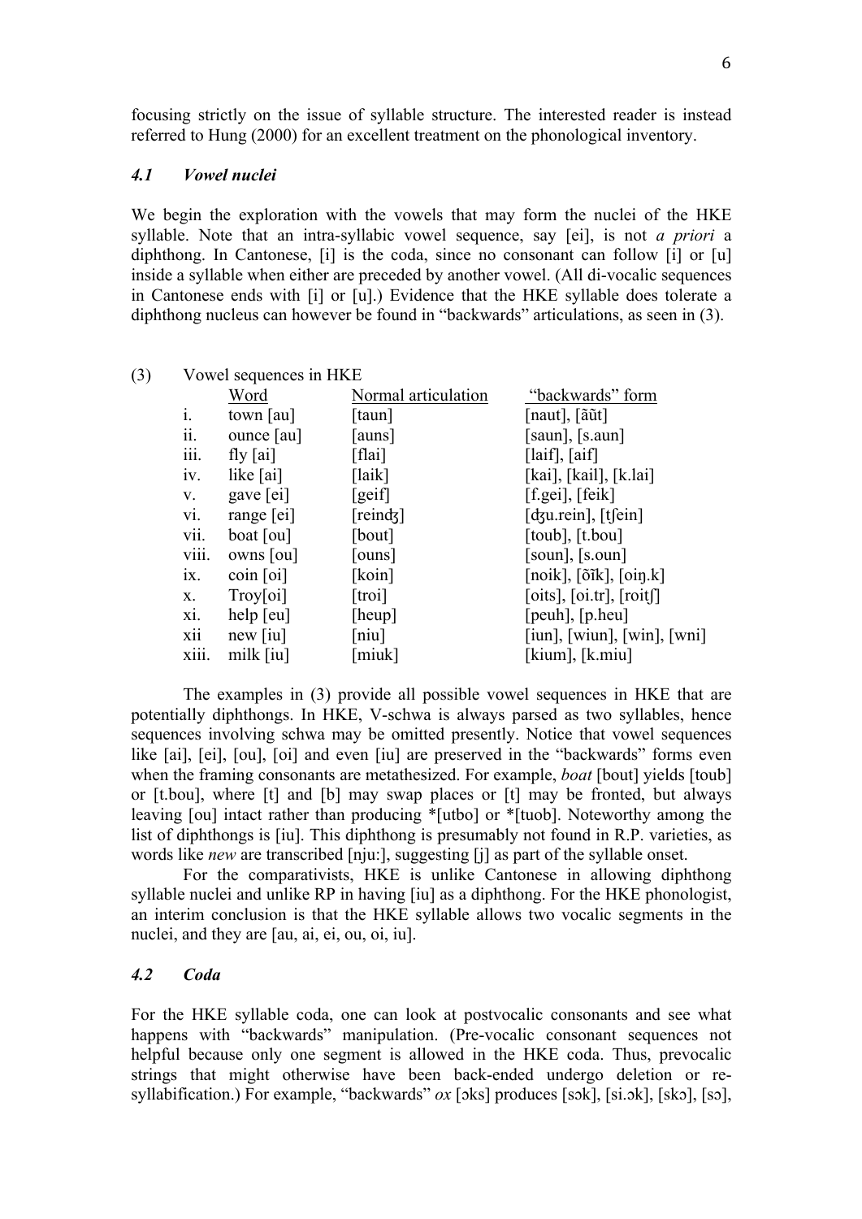focusing strictly on the issue of syllable structure. The interested reader is instead referred to Hung (2000) for an excellent treatment on the phonological inventory.

### *4.1 Vowel nuclei*

We begin the exploration with the vowels that may form the nuclei of the HKE syllable. Note that an intra-syllabic vowel sequence, say [ei], is not *a priori* a diphthong. In Cantonese, [i] is the coda, since no consonant can follow [i] or [u] inside a syllable when either are preceded by another vowel. (All di-vocalic sequences in Cantonese ends with [i] or [u].) Evidence that the HKE syllable does tolerate a diphthong nucleus can however be found in "backwards" articulations, as seen in (3).

(3) Vowel sequences in HKE

| | Word | Normal articulation | "backwards" form |
|---|---|---|---|
| i. | town [au] | [taun] | [naut], [ãũt] |
| ii. | ounce [au] | [auns] | [saun], [s.aun] |
| iii. | fly [ai] | [flai] | [laif], [aif] |
| iv. | like [ai] | [laik] | [kai], [kail], [k.lai] |
| v. | gave [ei] | [geif] | [f.gei], [feik] |
| vi. | range [ei] | [reindʒ] | [dʒu.rein], [tʃein] |
| vii. | boat [ou] | [bout] | [toub], [t.bou] |
| viii. | owns [ou] | [ouns] | [soun], [s.oun] |
| ix. | coin [oi] | [koin] | [noik], [õĩk], [oiŋ.k] |
| x. | Troy[oi] | [troi] | [oits], [oi.tr], [roitʃ] |
| xi. | help [eu] | [heup] | [peuh], [p.heu] |
| xii | new [iu] | [niu] | [iun], [wiun], [win], [wni] |
| xiii. | milk [iu] | [miuk] | [kium], [k.miu] |

The examples in (3) provide all possible vowel sequences in HKE that are potentially diphthongs. In HKE, V-schwa is always parsed as two syllables, hence sequences involving schwa may be omitted presently. Notice that vowel sequences like [ai], [ei], [ou], [oi] and even [iu] are preserved in the "backwards" forms even when the framing consonants are metathesized. For example, *boat* [bout] yields [toub] or [t.bou], where [t] and [b] may swap places or [t] may be fronted, but always leaving [ou] intact rather than producing *[utbo] or *[tuob]. Noteworthy among the list of diphthongs is [iu]. This diphthong is presumably not found in R.P. varieties, as words like *new* are transcribed [nju:], suggesting [j] as part of the syllable onset.

For the comparativists, HKE is unlike Cantonese in allowing diphthong syllable nuclei and unlike RP in having [iu] as a diphthong. For the HKE phonologist, an interim conclusion is that the HKE syllable allows two vocalic segments in the nuclei, and they are [au, ai, ei, ou, oi, iu].

### *4.2 Coda*

For the HKE syllable coda, one can look at postvocalic consonants and see what happens with "backwards" manipulation. (Pre-vocalic consonant sequences not helpful because only one segment is allowed in the HKE coda. Thus, prevocalic strings that might otherwise have been back-ended undergo deletion or re-syllabification.) For example, "backwards" *ox* [ɔks] produces [sɔk], [si.ɔk], [skɔ], [sɔ],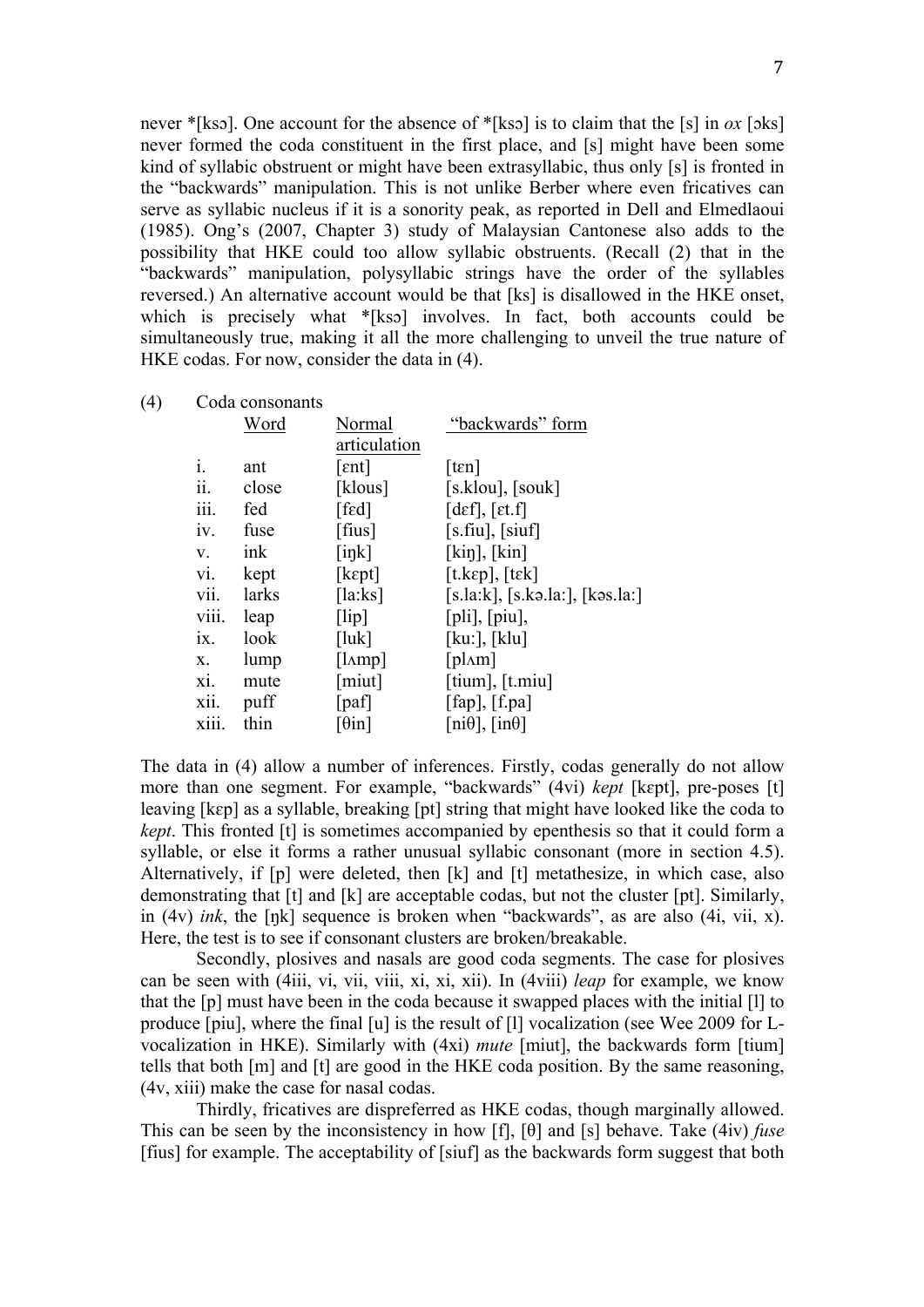never *[ksɔ]. One account for the absence of *[ksɔ] is to claim that the [s] in *ox* [ɔks] never formed the coda constituent in the first place, and [s] might have been some kind of syllabic obstruent or might have been extrasyllabic, thus only [s] is fronted in the "backwards" manipulation. This is not unlike Berber where even fricatives can serve as syllabic nucleus if it is a sonority peak, as reported in Dell and Elmedlaoui (1985). Ong's (2007, Chapter 3) study of Malaysian Cantonese also adds to the possibility that HKE could too allow syllabic obstruents. (Recall (2) that in the "backwards" manipulation, polysyllabic strings have the order of the syllables reversed.) An alternative account would be that [ks] is disallowed in the HKE onset, which is precisely what *[ksɔ] involves. In fact, both accounts could be simultaneously true, making it all the more challenging to unveil the true nature of HKE codas. For now, consider the data in (4).

(4) Coda consonants

| | Word | Normal articulation | "backwards" form |
|---|---|---|---|
| i. | ant | [ɛnt] | [tɛn] |
| ii. | close | [klous] | [s.klou], [souk] |
| iii. | fed | [fɛd] | [dɛf], [ɛt.f] |
| iv. | fuse | [fius] | [s.fiu], [siuf] |
| v. | ink | [iŋk] | [kiŋ], [kin] |
| vi. | kept | [kɛpt] | [t.kɛp], [tɛk] |
| vii. | larks | [la:ks] | [s.la:k], [s.kə.la:], [kəs.la:] |
| viii. | leap | [lip] | [pli], [piu], |
| ix. | look | [luk] | [ku:], [klu] |
| x. | lump | [lʌmp] | [plʌm] |
| xi. | mute | [miut] | [tium], [t.miu] |
| xii. | puff | [paf] | [fap], [f.pa] |
| xiii. | thin | [θin] | [niθ], [inθ] |

The data in (4) allow a number of inferences. Firstly, codas generally do not allow more than one segment. For example, "backwards" (4vi) *kept* [kɛpt], pre-poses [t] leaving [kɛp] as a syllable, breaking [pt] string that might have looked like the coda to *kept*. This fronted [t] is sometimes accompanied by epenthesis so that it could form a syllable, or else it forms a rather unusual syllabic consonant (more in section 4.5). Alternatively, if [p] were deleted, then [k] and [t] metathesize, in which case, also demonstrating that [t] and [k] are acceptable codas, but not the cluster [pt]. Similarly, in (4v) *ink*, the [ŋk] sequence is broken when "backwards", as are also (4i, vii, x). Here, the test is to see if consonant clusters are broken/breakable.

Secondly, plosives and nasals are good coda segments. The case for plosives can be seen with (4iii, vi, vii, viii, xi, xi, xii). In (4viii) *leap* for example, we know that the [p] must have been in the coda because it swapped places with the initial [l] to produce [piu], where the final [u] is the result of [l] vocalization (see Wee 2009 for L-vocalization in HKE). Similarly with (4xi) *mute* [miut], the backwards form [tium] tells that both [m] and [t] are good in the HKE coda position. By the same reasoning, (4v, xiii) make the case for nasal codas.

Thirdly, fricatives are dispreferred as HKE codas, though marginally allowed. This can be seen by the inconsistency in how [f], [θ] and [s] behave. Take (4iv) *fuse* [fius] for example. The acceptability of [siuf] as the backwards form suggest that both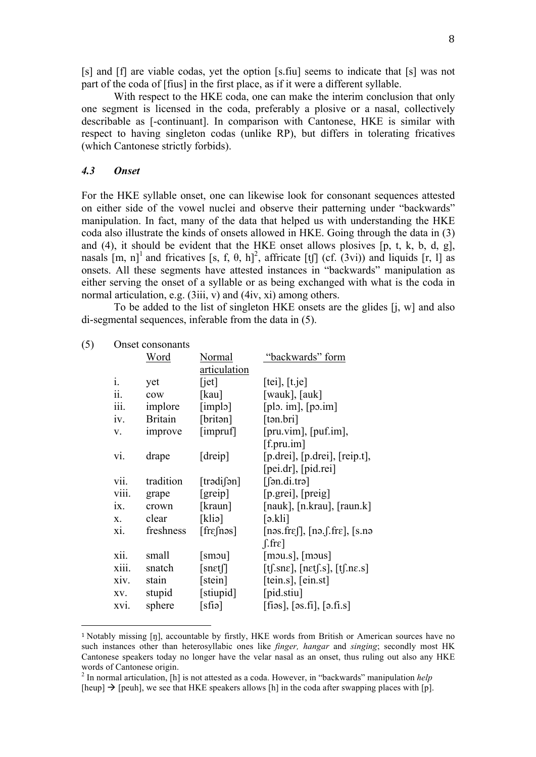[s] and [f] are viable codas, yet the option [s.fiu] seems to indicate that [s] was not part of the coda of [fius] in the first place, as if it were a different syllable.

With respect to the HKE coda, one can make the interim conclusion that only one segment is licensed in the coda, preferably a plosive or a nasal, collectively describable as [-continuant]. In comparison with Cantonese, HKE is similar with respect to having singleton codas (unlike RP), but differs in tolerating fricatives (which Cantonese strictly forbids).

### *4.3 Onset*

For the HKE syllable onset, one can likewise look for consonant sequences attested on either side of the vowel nuclei and observe their patterning under "backwards" manipulation. In fact, many of the data that helped us with understanding the HKE coda also illustrate the kinds of onsets allowed in HKE. Going through the data in (3) and (4), it should be evident that the HKE onset allows plosives [p, t, k, b, d, g], nasals [m, n][1] and fricatives [s, f, θ, h][2], affricate [tʃ] (cf. (3vi)) and liquids [r, l] as onsets. All these segments have attested instances in "backwards" manipulation as either serving the onset of a syllable or as being exchanged with what is the coda in normal articulation, e.g. (3iii, v) and (4iv, xi) among others.

To be added to the list of singleton HKE onsets are the glides [j, w] and also di-segmental sequences, inferable from the data in (5).

(5) Onset consonants

| | Word | Normal articulation | "backwards" form |
|---|---|---|---|
| i. | yet | [jet] | [tei], [t.je] |
| ii. | cow | [kau] | [wauk], [auk] |
| iii. | implore | [implɔ] | [plɔ. im], [pɔ.im] |
| iv. | Britain | [britən] | [tən.bri] |
| v. | improve | [impruf] | [pru.vim], [puf.im], [f.pru.im] |
| vi. | drape | [dreip] | [p.drei], [p.drei], [reip.t], [pei.dr], [pid.rei] |
| vii. | tradition | [trədiʃən] | [ʃən.di.trə] |
| viii. | grape | [greip] | [p.grei], [preig] |
| ix. | crown | [kraun] | [nauk], [n.krau], [raun.k] |
| x. | clear | [kliə] | [ə.kli] |
| xi. | freshness | [frɛʃnəs] | [nəs.frɛʃ], [nə.ʃ.frɛ], [s.nə ʃ.frɛ] |
| xii. | small | [smɔu] | [mɔu.s], [mɔus] |
| xiii. | snatch | [snɛtʃ] | [tʃ.snɛ], [nɛtʃ.s], [tʃ.nɛ.s] |
| xiv. | stain | [stein] | [tein.s], [ein.st] |
| xv. | stupid | [stiupid] | [pid.stiu] |
| xvi. | sphere | [sfiə] | [fiəs], [əs.fi], [ə.fi.s] |

---

[1] Notably missing [ŋ], accountable by firstly, HKE words from British or American sources have no such instances other than heterosyllabic ones like *finger, hangar* and *singing*; secondly most HK Cantonese speakers today no longer have the velar nasal as an onset, thus ruling out also any HKE words of Cantonese origin.

[2] In normal articulation, [h] is not attested as a coda. However, in "backwards" manipulation *help* [heup] → [peuh], we see that HKE speakers allows [h] in the coda after swapping places with [p].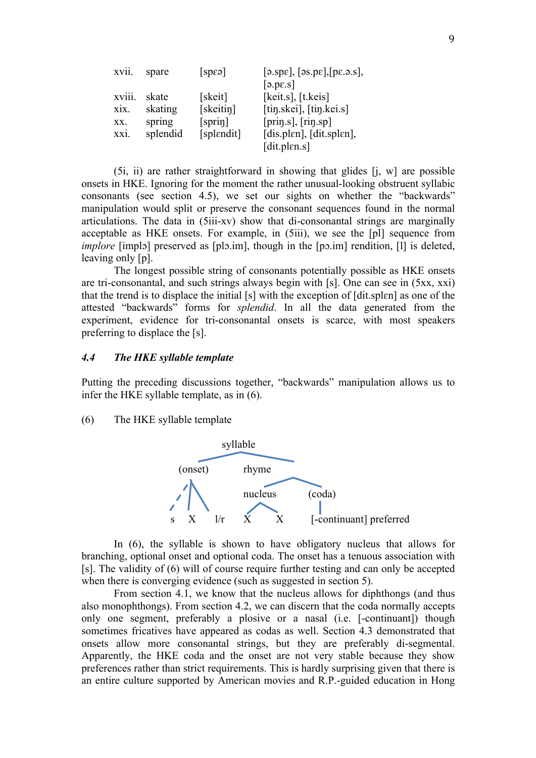| | | | |
|---|---|---|---|
| xvii. | spare | [spɛə] | [ə.spɛ], [əs.pɛ],[pɛ.ə.s], [ə.pɛ.s] |
| xviii. | skate | [skeit] | [keit.s], [t.keis] |
| xix. | skating | [skeitiŋ] | [tiŋ.skei], [tiŋ.kei.s] |
| xx. | spring | [spriŋ] | [priŋ.s], [riŋ.sp] |
| xxi. | splendid | [splɛndit] | [dis.plɛn], [dit.splɛn], [dit.plɛn.s] |

(5i, ii) are rather straightforward in showing that glides [j, w] are possible onsets in HKE. Ignoring for the moment the rather unusual-looking obstruent syllabic consonants (see section 4.5), we set our sights on whether the "backwards" manipulation would split or preserve the consonant sequences found in the normal articulations. The data in (5iii-xv) show that di-consonantal strings are marginally acceptable as HKE onsets. For example, in (5iii), we see the [pl] sequence from *implore* [implɔ] preserved as [plɔ.im], though in the [pɔ.im] rendition, [l] is deleted, leaving only [p].

The longest possible string of consonants potentially possible as HKE onsets are tri-consonantal, and such strings always begin with [s]. One can see in (5xx, xxi) that the trend is to displace the initial [s] with the exception of [dit.splɛn] as one of the attested "backwards" forms for *splendid*. In all the data generated from the experiment, evidence for tri-consonantal onsets is scarce, with most speakers preferring to displace the [s].

### *4.4 The HKE syllable template*

Putting the preceding discussions together, "backwards" manipulation allows us to infer the HKE syllable template, as in (6).

(6) The HKE syllable template

syllable
(onset) rhyme
nucleus (coda)
s X l/r X X [-continuant] preferred

In (6), the syllable is shown to have obligatory nucleus that allows for branching, optional onset and optional coda. The onset has a tenuous association with [s]. The validity of (6) will of course require further testing and can only be accepted when there is converging evidence (such as suggested in section 5).

From section 4.1, we know that the nucleus allows for diphthongs (and thus also monophthongs). From section 4.2, we can discern that the coda normally accepts only one segment, preferably a plosive or a nasal (i.e. [-continuant]) though sometimes fricatives have appeared as codas as well. Section 4.3 demonstrated that onsets allow more consonantal strings, but they are preferably di-segmental. Apparently, the HKE coda and the onset are not very stable because they show preferences rather than strict requirements. This is hardly surprising given that there is an entire culture supported by American movies and R.P.-guided education in Hong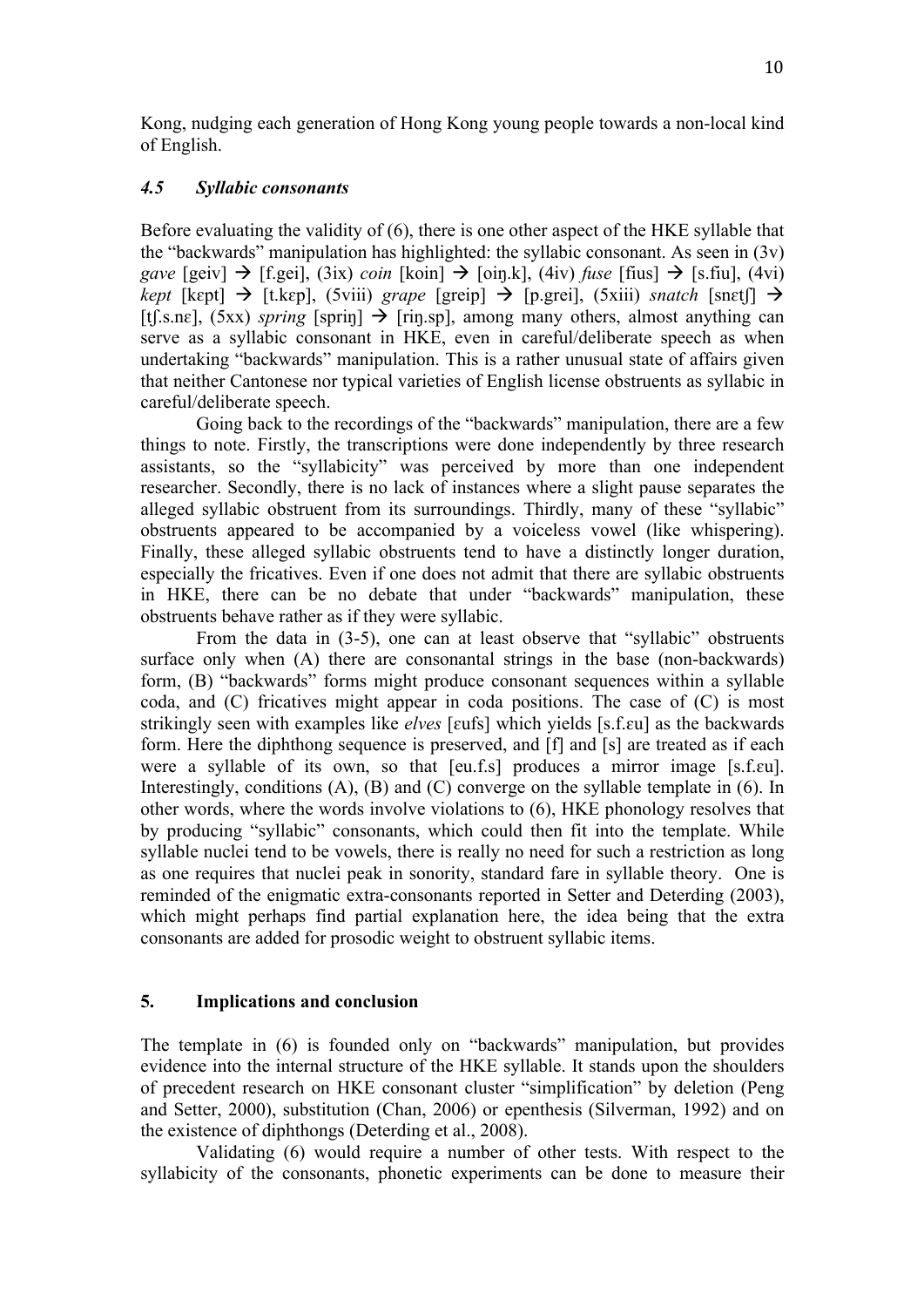Kong, nudging each generation of Hong Kong young people towards a non-local kind of English.

### *4.5 Syllabic consonants*

Before evaluating the validity of (6), there is one other aspect of the HKE syllable that the "backwards" manipulation has highlighted: the syllabic consonant. As seen in (3v) *gave* [geiv] → [f.gei], (3ix) *coin* [koin] → [oiŋ.k], (4iv) *fuse* [fius] → [s.fiu], (4vi) *kept* [kɛpt] → [t.kɛp], (5viii) *grape* [greip] → [p.grei], (5xiii) *snatch* [snɛtʃ] → [tʃ.s.nɛ], (5xx) *spring* [spriŋ] → [riŋ.sp], among many others, almost anything can serve as a syllabic consonant in HKE, even in careful/deliberate speech as when undertaking "backwards" manipulation. This is a rather unusual state of affairs given that neither Cantonese nor typical varieties of English license obstruents as syllabic in careful/deliberate speech.

Going back to the recordings of the "backwards" manipulation, there are a few things to note. Firstly, the transcriptions were done independently by three research assistants, so the "syllabicity" was perceived by more than one independent researcher. Secondly, there is no lack of instances where a slight pause separates the alleged syllabic obstruent from its surroundings. Thirdly, many of these "syllabic" obstruents appeared to be accompanied by a voiceless vowel (like whispering). Finally, these alleged syllabic obstruents tend to have a distinctly longer duration, especially the fricatives. Even if one does not admit that there are syllabic obstruents in HKE, there can be no debate that under "backwards" manipulation, these obstruents behave rather as if they were syllabic.

From the data in (3-5), one can at least observe that "syllabic" obstruents surface only when (A) there are consonantal strings in the base (non-backwards) form, (B) "backwards" forms might produce consonant sequences within a syllable coda, and (C) fricatives might appear in coda positions. The case of (C) is most strikingly seen with examples like *elves* [ɛufs] which yields [s.f.ɛu] as the backwards form. Here the diphthong sequence is preserved, and [f] and [s] are treated as if each were a syllable of its own, so that [eu.f.s] produces a mirror image [s.f.ɛu]. Interestingly, conditions (A), (B) and (C) converge on the syllable template in (6). In other words, where the words involve violations to (6), HKE phonology resolves that by producing "syllabic" consonants, which could then fit into the template. While syllable nuclei tend to be vowels, there is really no need for such a restriction as long as one requires that nuclei peak in sonority, standard fare in syllable theory. One is reminded of the enigmatic extra-consonants reported in Setter and Deterding (2003), which might perhaps find partial explanation here, the idea being that the extra consonants are added for prosodic weight to obstruent syllabic items.

## 5. Implications and conclusion

The template in (6) is founded only on "backwards" manipulation, but provides evidence into the internal structure of the HKE syllable. It stands upon the shoulders of precedent research on HKE consonant cluster "simplification" by deletion (Peng and Setter, 2000), substitution (Chan, 2006) or epenthesis (Silverman, 1992) and on the existence of diphthongs (Deterding et al., 2008).

Validating (6) would require a number of other tests. With respect to the syllabicity of the consonants, phonetic experiments can be done to measure their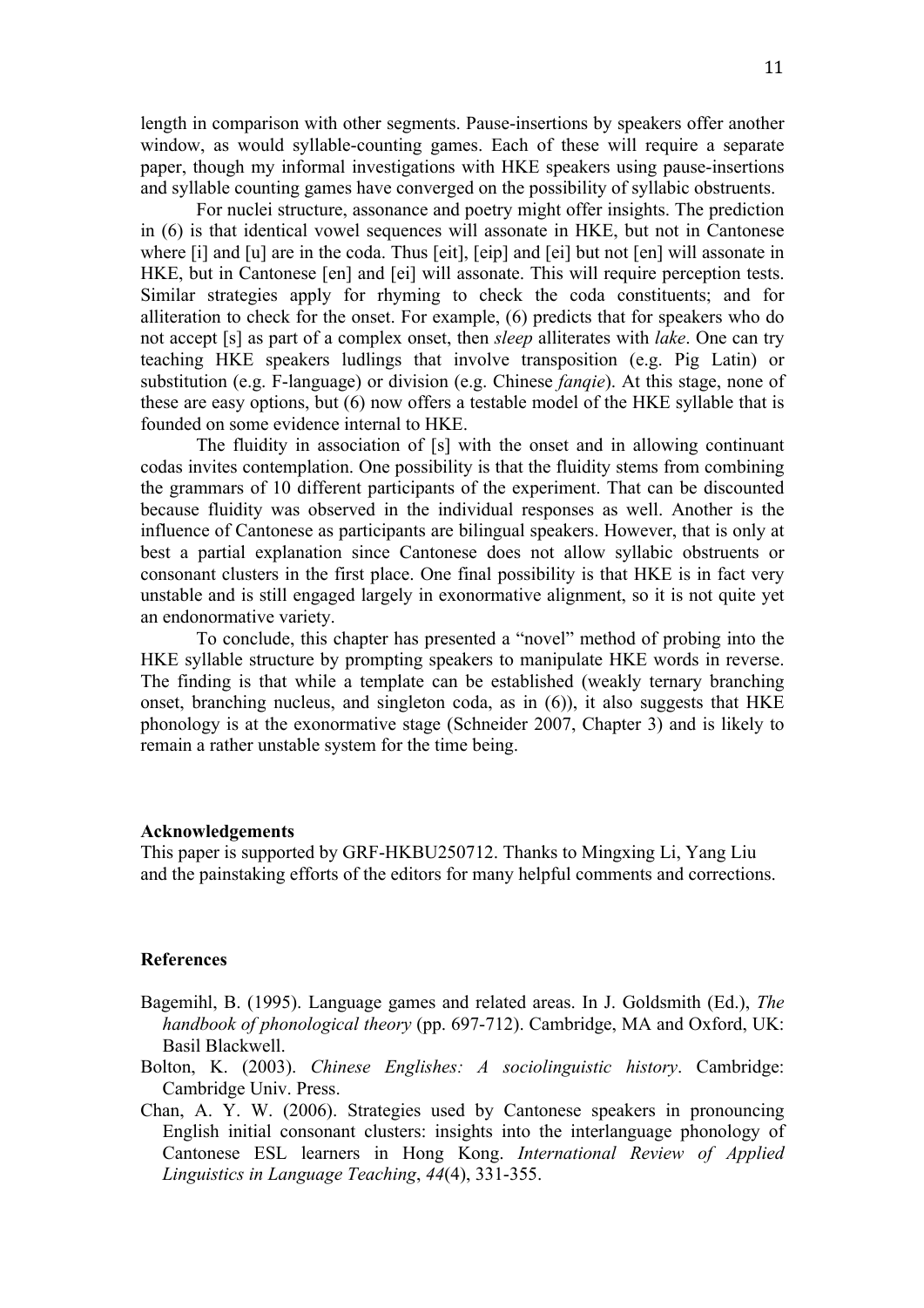length in comparison with other segments. Pause-insertions by speakers offer another window, as would syllable-counting games. Each of these will require a separate paper, though my informal investigations with HKE speakers using pause-insertions and syllable counting games have converged on the possibility of syllabic obstruents.

For nuclei structure, assonance and poetry might offer insights. The prediction in (6) is that identical vowel sequences will assonate in HKE, but not in Cantonese where [i] and [u] are in the coda. Thus [eit], [eip] and [ei] but not [en] will assonate in HKE, but in Cantonese [en] and [ei] will assonate. This will require perception tests. Similar strategies apply for rhyming to check the coda constituents; and for alliteration to check for the onset. For example, (6) predicts that for speakers who do not accept [s] as part of a complex onset, then *sleep* alliterates with *lake*. One can try teaching HKE speakers ludlings that involve transposition (e.g. Pig Latin) or substitution (e.g. F-language) or division (e.g. Chinese *fanqie*). At this stage, none of these are easy options, but (6) now offers a testable model of the HKE syllable that is founded on some evidence internal to HKE.

The fluidity in association of [s] with the onset and in allowing continuant codas invites contemplation. One possibility is that the fluidity stems from combining the grammars of 10 different participants of the experiment. That can be discounted because fluidity was observed in the individual responses as well. Another is the influence of Cantonese as participants are bilingual speakers. However, that is only at best a partial explanation since Cantonese does not allow syllabic obstruents or consonant clusters in the first place. One final possibility is that HKE is in fact very unstable and is still engaged largely in exonormative alignment, so it is not quite yet an endonormative variety.

To conclude, this chapter has presented a "novel" method of probing into the HKE syllable structure by prompting speakers to manipulate HKE words in reverse. The finding is that while a template can be established (weakly ternary branching onset, branching nucleus, and singleton coda, as in (6)), it also suggests that HKE phonology is at the exonormative stage (Schneider 2007, Chapter 3) and is likely to remain a rather unstable system for the time being.

**Acknowledgements**

This paper is supported by GRF-HKBU250712. Thanks to Mingxing Li, Yang Liu and the painstaking efforts of the editors for many helpful comments and corrections.

**References**

Bagemihl, B. (1995). Language games and related areas. In J. Goldsmith (Ed.), *The handbook of phonological theory* (pp. 697-712). Cambridge, MA and Oxford, UK: Basil Blackwell.

Bolton, K. (2003). *Chinese Englishes: A sociolinguistic history*. Cambridge: Cambridge Univ. Press.

Chan, A. Y. W. (2006). Strategies used by Cantonese speakers in pronouncing English initial consonant clusters: insights into the interlanguage phonology of Cantonese ESL learners in Hong Kong. *International Review of Applied Linguistics in Language Teaching*, *44*(4), 331-355.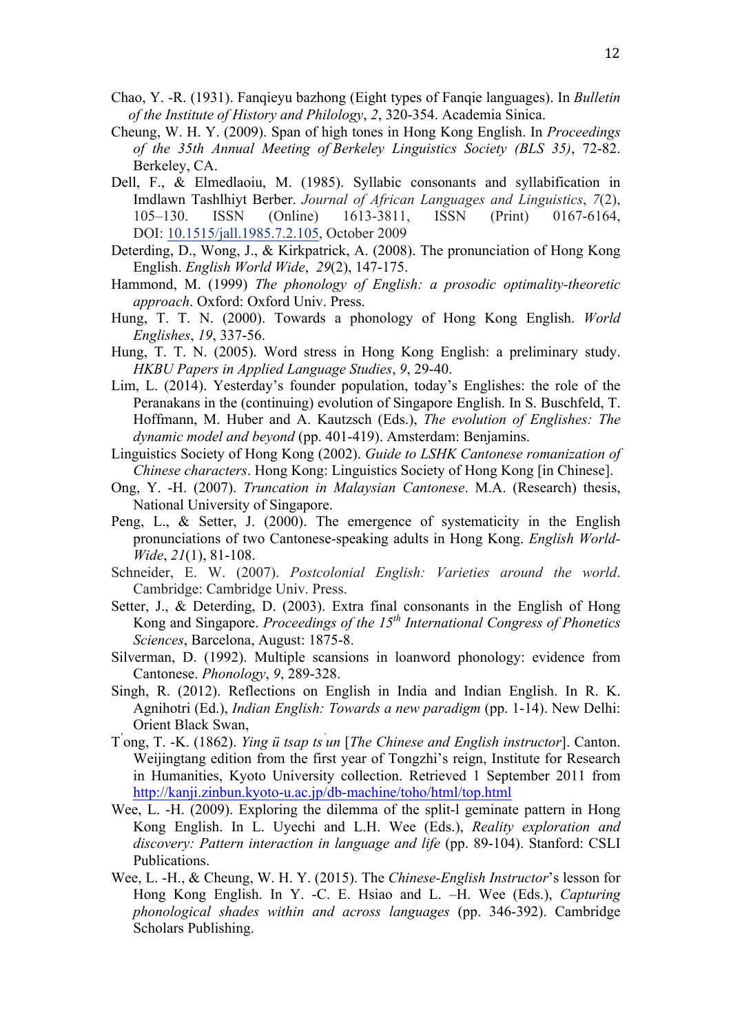Chao, Y. -R. (1931). Fanqieyu bazhong (Eight types of Fanqie languages). In *Bulletin of the Institute of History and Philology*, *2*, 320-354. Academia Sinica.

Cheung, W. H. Y. (2009). Span of high tones in Hong Kong English. In *Proceedings of the 35th Annual Meeting of Berkeley Linguistics Society (BLS 35)*, 72-82. Berkeley, CA.

Dell, F., & Elmedlaoiu, M. (1985). Syllabic consonants and syllabification in Imdlawn Tashlhiyt Berber. *Journal of African Languages and Linguistics*, *7*(2), 105–130. ISSN (Online) 1613-3811, ISSN (Print) 0167-6164, DOI: 10.1515/jall.1985.7.2.105, October 2009

Deterding, D., Wong, J., & Kirkpatrick, A. (2008). The pronunciation of Hong Kong English. *English World Wide*, *29*(2), 147-175.

Hammond, M. (1999) *The phonology of English: a prosodic optimality-theoretic approach*. Oxford: Oxford Univ. Press.

Hung, T. T. N. (2000). Towards a phonology of Hong Kong English. *World Englishes*, *19*, 337-56.

Hung, T. T. N. (2005). Word stress in Hong Kong English: a preliminary study. *HKBU Papers in Applied Language Studies*, *9*, 29-40.

Lim, L. (2014). Yesterday's founder population, today's Englishes: the role of the Peranakans in the (continuing) evolution of Singapore English. In S. Buschfeld, T. Hoffmann, M. Huber and A. Kautzsch (Eds.), *The evolution of Englishes: The dynamic model and beyond* (pp. 401-419). Amsterdam: Benjamins.

Linguistics Society of Hong Kong (2002). *Guide to LSHK Cantonese romanization of Chinese characters*. Hong Kong: Linguistics Society of Hong Kong [in Chinese].

Ong, Y. -H. (2007). *Truncation in Malaysian Cantonese*. M.A. (Research) thesis, National University of Singapore.

Peng, L., & Setter, J. (2000). The emergence of systematicity in the English pronunciations of two Cantonese-speaking adults in Hong Kong. *English World-Wide*, *21*(1), 81-108.

Schneider, E. W. (2007). *Postcolonial English: Varieties around the world*. Cambridge: Cambridge Univ. Press.

Setter, J., & Deterding, D. (2003). Extra final consonants in the English of Hong Kong and Singapore. *Proceedings of the 15th International Congress of Phonetics Sciences*, Barcelona, August: 1875-8.

Silverman, D. (1992). Multiple scansions in loanword phonology: evidence from Cantonese. *Phonology*, *9*, 289-328.

Singh, R. (2012). Reflections on English in India and Indian English. In R. K. Agnihotri (Ed.), *Indian English: Towards a new paradigm* (pp. 1-14). New Delhi: Orient Black Swan,

T̀ong, T. -K. (1862). *Ying ü tsap ts̍un* [*The Chinese and English instructor*]. Canton. Weijingtang edition from the first year of Tongzhi's reign, Institute for Research in Humanities, Kyoto University collection. Retrieved 1 September 2011 from http://kanji.zinbun.kyoto-u.ac.jp/db-machine/toho/html/top.html

Wee, L. -H. (2009). Exploring the dilemma of the split-l geminate pattern in Hong Kong English. In L. Uyechi and L.H. Wee (Eds.), *Reality exploration and discovery: Pattern interaction in language and life* (pp. 89-104). Stanford: CSLI Publications.

Wee, L. -H., & Cheung, W. H. Y. (2015). The *Chinese-English Instructor*'s lesson for Hong Kong English. In Y. -C. E. Hsiao and L. –H. Wee (Eds.), *Capturing phonological shades within and across languages* (pp. 346-392). Cambridge Scholars Publishing.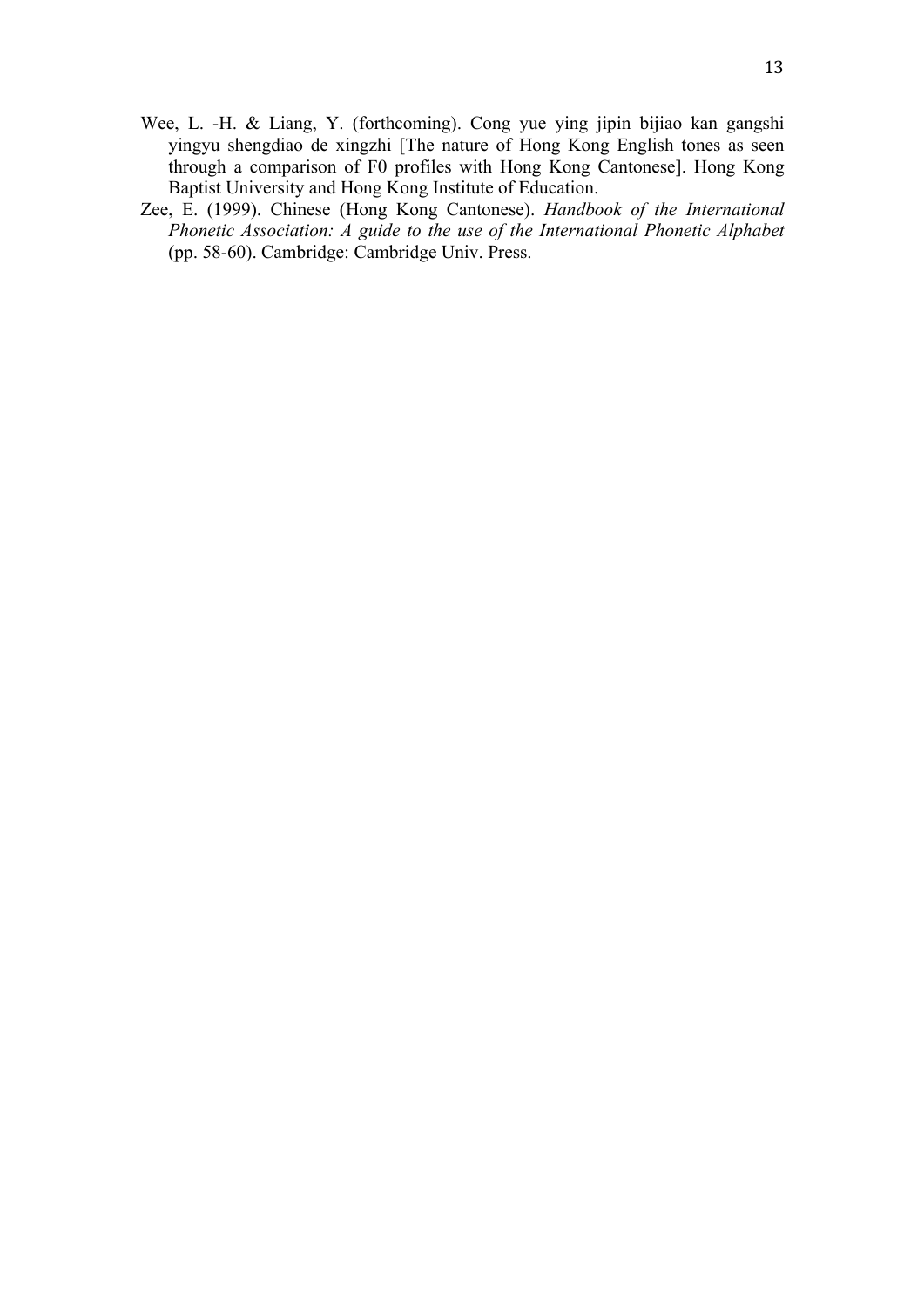Wee, L. -H. & Liang, Y. (forthcoming). Cong yue ying jipin bijiao kan gangshi yingyu shengdiao de xingzhi [The nature of Hong Kong English tones as seen through a comparison of F0 profiles with Hong Kong Cantonese]. Hong Kong Baptist University and Hong Kong Institute of Education.

Zee, E. (1999). Chinese (Hong Kong Cantonese). *Handbook of the International Phonetic Association: A guide to the use of the International Phonetic Alphabet* (pp. 58-60). Cambridge: Cambridge Univ. Press.